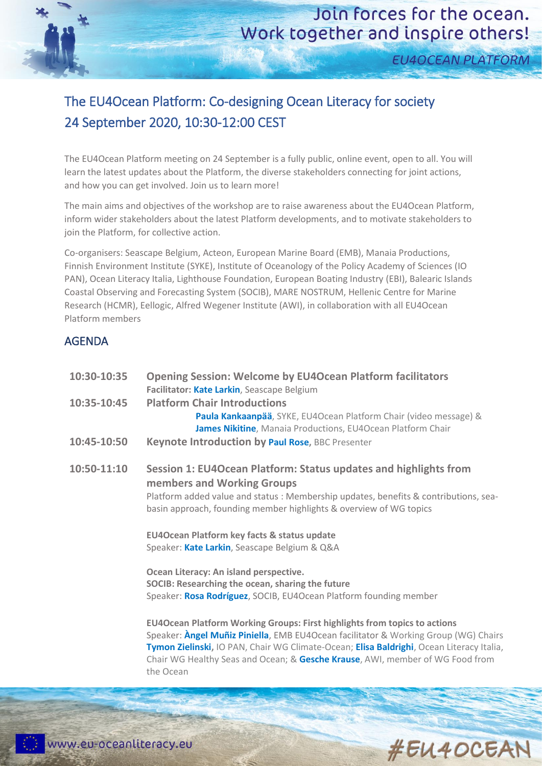Join forces for the ocean.
Work together and inspire others!

EU4OCEAN PLATFORM

# The EU4Ocean Platform: Co-designing Ocean Literacy for society
## 24 September 2020, 10:30-12:00 CEST

The EU4Ocean Platform meeting on 24 September is a fully public, online event, open to all. You will learn the latest updates about the Platform, the diverse stakeholders connecting for joint actions, and how you can get involved. Join us to learn more!

The main aims and objectives of the workshop are to raise awareness about the EU4Ocean Platform, inform wider stakeholders about the latest Platform developments, and to motivate stakeholders to join the Platform, for collective action.

Co-organisers: Seascape Belgium, Acteon, European Marine Board (EMB), Manaia Productions, Finnish Environment Institute (SYKE), Institute of Oceanology of the Policy Academy of Sciences (IO PAN), Ocean Literacy Italia, Lighthouse Foundation, European Boating Industry (EBI), Balearic Islands Coastal Observing and Forecasting System (SOCIB), MARE NOSTRUM, Hellenic Centre for Marine Research (HCMR), Eellogic, Alfred Wegener Institute (AWI), in collaboration with all EU4Ocean Platform members

## AGENDA

**10:30-10:35** **Opening Session: Welcome by EU4Ocean Platform facilitators**
**Facilitator: Kate Larkin**, Seascape Belgium

**10:35-10:45** **Platform Chair Introductions**
**Paula Kankaanpää**, SYKE, EU4Ocean Platform Chair (video message) &
**James Nikitine**, Manaia Productions, EU4Ocean Platform Chair

**10:45-10:50** **Keynote Introduction by Paul Rose,** BBC Presenter

**10:50-11:10** **Session 1: EU4Ocean Platform: Status updates and highlights from members and Working Groups**
Platform added value and status : Membership updates, benefits & contributions, sea-basin approach, founding member highlights & overview of WG topics

**EU4Ocean Platform key facts & status update**
Speaker: **Kate Larkin**, Seascape Belgium & Q&A

**Ocean Literacy: An island perspective.**
**SOCIB: Researching the ocean, sharing the future**
Speaker: **Rosa Rodríguez**, SOCIB, EU4Ocean Platform founding member

**EU4Ocean Platform Working Groups: First highlights from topics to actions**
Speaker: **Àngel Muñiz Piniella**, EMB EU4Ocean facilitator & Working Group (WG) Chairs **Tymon Zielinski,** IO PAN, Chair WG Climate-Ocean; **Elisa Baldrighi**, Ocean Literacy Italia, Chair WG Healthy Seas and Ocean; & **Gesche Krause**, AWI, member of WG Food from the Ocean

www.eu-oceanliteracy.eu

#EU4OCEAN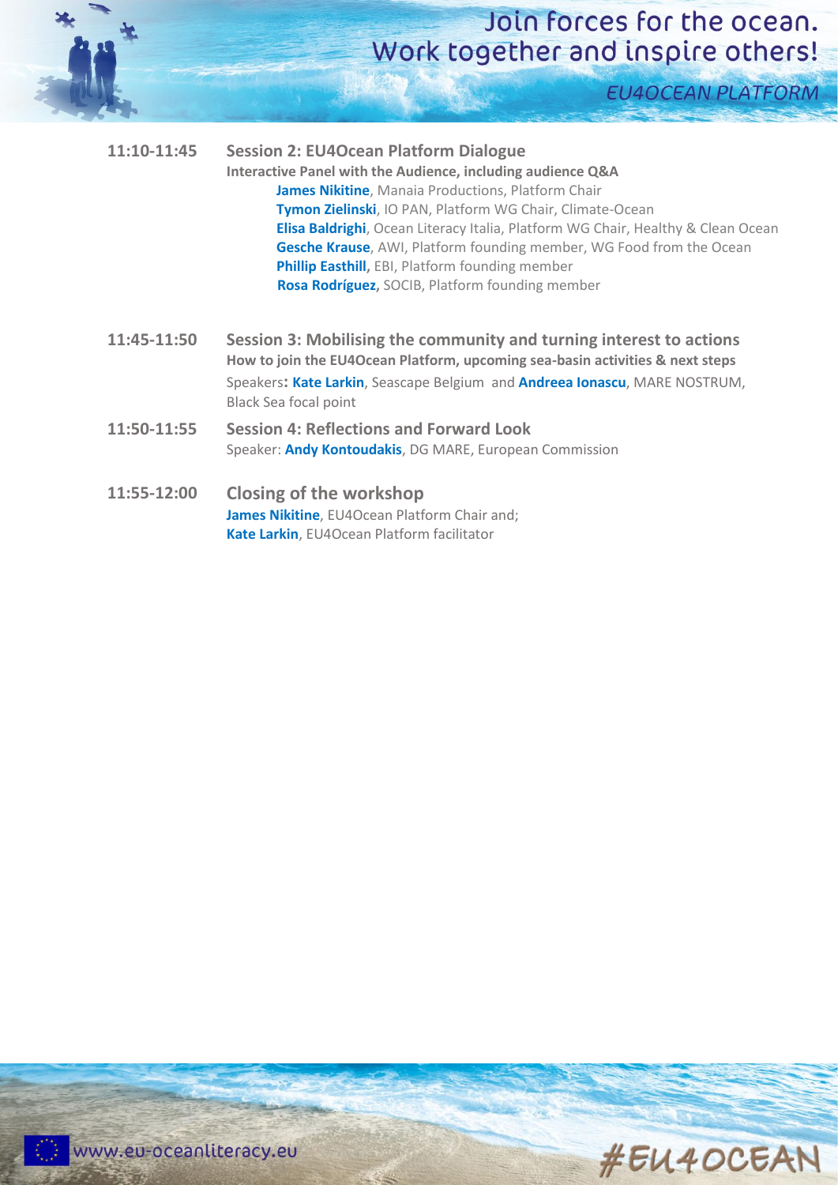**11:10-11:45** **Session 2: EU4Ocean Platform Dialogue**

**Interactive Panel with the Audience, including audience Q&A**

- **James Nikitine**, Manaia Productions, Platform Chair
- **Tymon Zielinski**, IO PAN, Platform WG Chair, Climate-Ocean
- **Elisa Baldrighi**, Ocean Literacy Italia, Platform WG Chair, Healthy & Clean Ocean
- **Gesche Krause**, AWI, Platform founding member, WG Food from the Ocean
- **Phillip Easthill,** EBI, Platform founding member
- **Rosa Rodríguez,** SOCIB, Platform founding member

**11:45-11:50** **Session 3: Mobilising the community and turning interest to actions**

**How to join the EU4Ocean Platform, upcoming sea-basin activities & next steps**

Speakers**:** **Kate Larkin**, Seascape Belgium and **Andreea Ionascu**, MARE NOSTRUM, Black Sea focal point

**11:50-11:55** **Session 4: Reflections and Forward Look**

Speaker: **Andy Kontoudakis**, DG MARE, European Commission

**11:55-12:00** **Closing of the workshop**

**James Nikitine**, EU4Ocean Platform Chair and;
**Kate Larkin**, EU4Ocean Platform facilitator